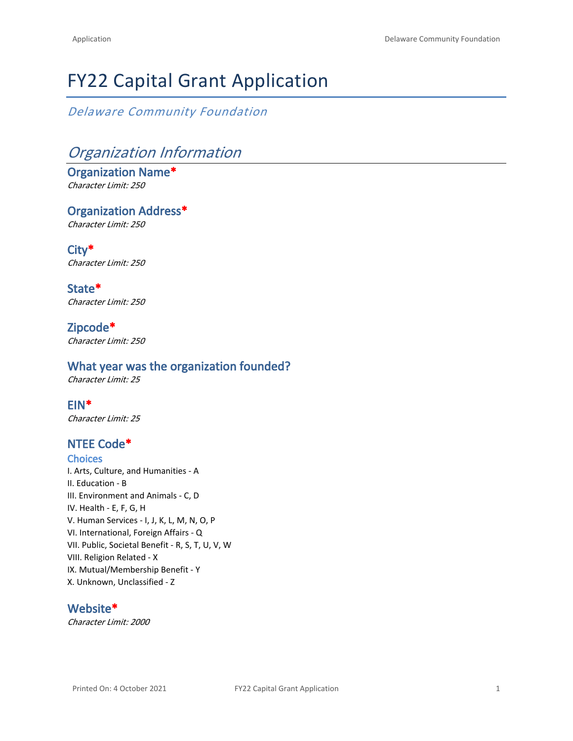# FY22 Capital Grant Application

*Delaware Community Foundation*

## *Organization Information*

### Organization Name*
*Character Limit: 250*

### Organization Address*
*Character Limit: 250*

### City*
*Character Limit: 250*

### State*
*Character Limit: 250*

### Zipcode*
*Character Limit: 250*

### What year was the organization founded?
*Character Limit: 25*

### EIN*
*Character Limit: 25*

### NTEE Code*

#### Choices

I. Arts, Culture, and Humanities - A  
II. Education - B  
III. Environment and Animals - C, D  
IV. Health - E, F, G, H  
V. Human Services - I, J, K, L, M, N, O, P  
VI. International, Foreign Affairs - Q  
VII. Public, Societal Benefit - R, S, T, U, V, W  
VIII. Religion Related - X  
IX. Mutual/Membership Benefit - Y  
X. Unknown, Unclassified - Z

### Website*
*Character Limit: 2000*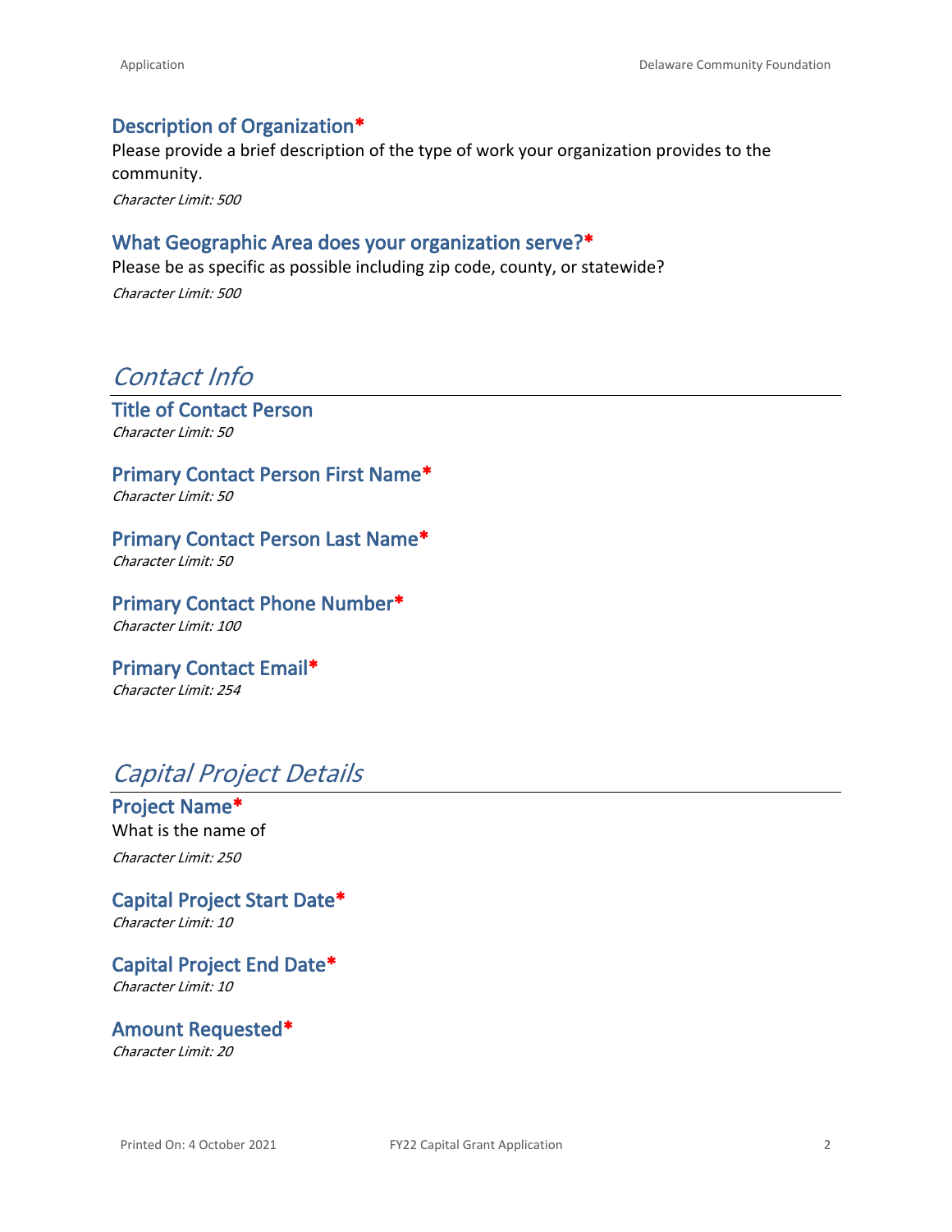### Description of Organization*

Please provide a brief description of the type of work your organization provides to the community.

*Character Limit: 500*

### What Geographic Area does your organization serve?*

Please be as specific as possible including zip code, county, or statewide?

*Character Limit: 500*

## *Contact Info*

### Title of Contact Person

*Character Limit: 50*

### Primary Contact Person First Name*

*Character Limit: 50*

### Primary Contact Person Last Name*

*Character Limit: 50*

### Primary Contact Phone Number*

*Character Limit: 100*

### Primary Contact Email*

*Character Limit: 254*

## *Capital Project Details*

### Project Name*

What is the name of

*Character Limit: 250*

### Capital Project Start Date*

*Character Limit: 10*

### Capital Project End Date*

*Character Limit: 10*

### Amount Requested*

*Character Limit: 20*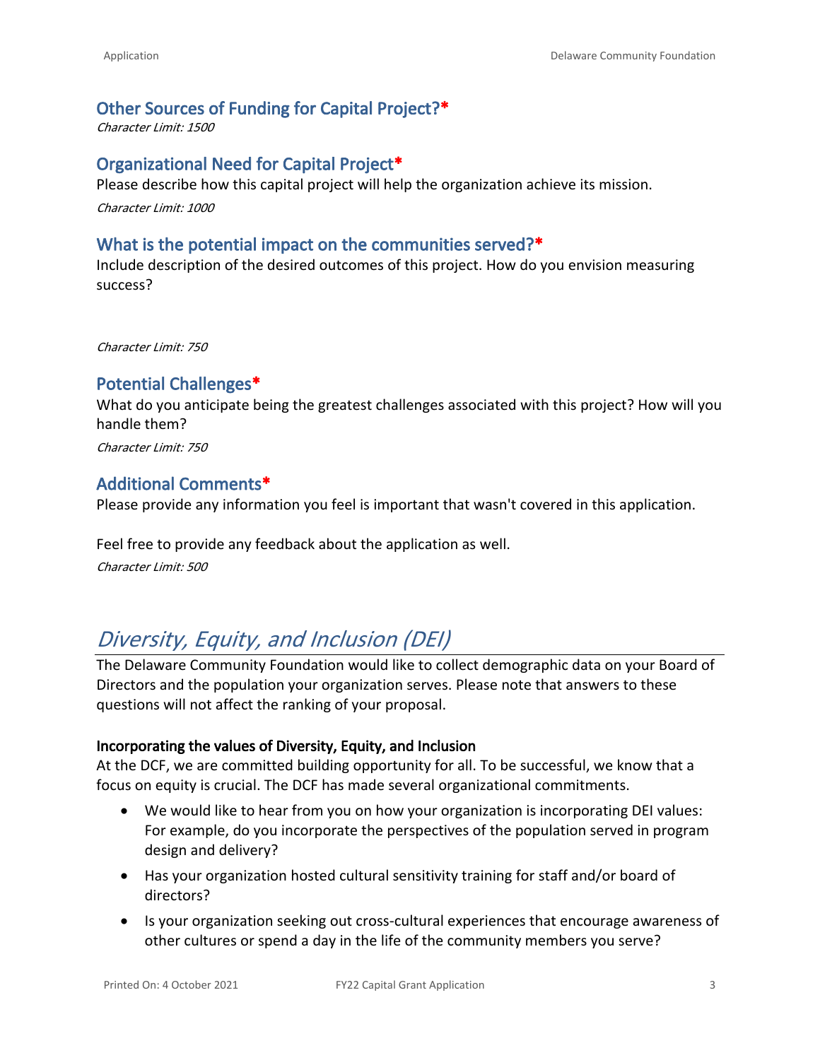### Other Sources of Funding for Capital Project?*

*Character Limit: 1500*

### Organizational Need for Capital Project*

Please describe how this capital project will help the organization achieve its mission.

*Character Limit: 1000*

### What is the potential impact on the communities served?*

Include description of the desired outcomes of this project. How do you envision measuring success?

*Character Limit: 750*

### Potential Challenges*

What do you anticipate being the greatest challenges associated with this project? How will you handle them?

*Character Limit: 750*

### Additional Comments*

Please provide any information you feel is important that wasn't covered in this application.

Feel free to provide any feedback about the application as well.

*Character Limit: 500*

## *Diversity, Equity, and Inclusion (DEI)*

The Delaware Community Foundation would like to collect demographic data on your Board of Directors and the population your organization serves. Please note that answers to these questions will not affect the ranking of your proposal.

**Incorporating the values of Diversity, Equity, and Inclusion**

At the DCF, we are committed building opportunity for all. To be successful, we know that a focus on equity is crucial. The DCF has made several organizational commitments.

- We would like to hear from you on how your organization is incorporating DEI values: For example, do you incorporate the perspectives of the population served in program design and delivery?
- Has your organization hosted cultural sensitivity training for staff and/or board of directors?
- Is your organization seeking out cross-cultural experiences that encourage awareness of other cultures or spend a day in the life of the community members you serve?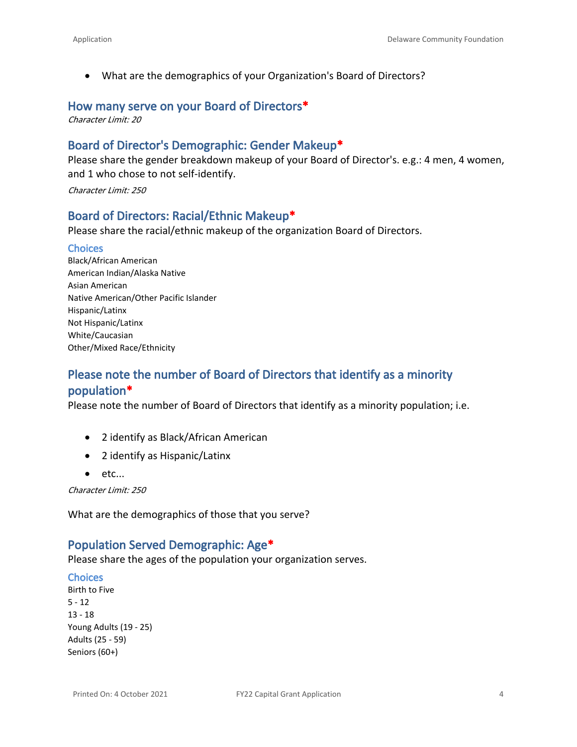- What are the demographics of your Organization's Board of Directors?

## How many serve on your Board of Directors*

*Character Limit: 20*

## Board of Director's Demographic: Gender Makeup*

Please share the gender breakdown makeup of your Board of Director's. e.g.: 4 men, 4 women, and 1 who chose to not self-identify.

*Character Limit: 250*

## Board of Directors: Racial/Ethnic Makeup*

Please share the racial/ethnic makeup of the organization Board of Directors.

### Choices

Black/African American
American Indian/Alaska Native
Asian American
Native American/Other Pacific Islander
Hispanic/Latinx
Not Hispanic/Latinx
White/Caucasian
Other/Mixed Race/Ethnicity

## Please note the number of Board of Directors that identify as a minority population*

Please note the number of Board of Directors that identify as a minority population; i.e.

- 2 identify as Black/African American
- 2 identify as Hispanic/Latinx
- etc...

*Character Limit: 250*

What are the demographics of those that you serve?

## Population Served Demographic: Age*

Please share the ages of the population your organization serves.

### Choices

Birth to Five
5 - 12
13 - 18
Young Adults (19 - 25)
Adults (25 - 59)
Seniors (60+)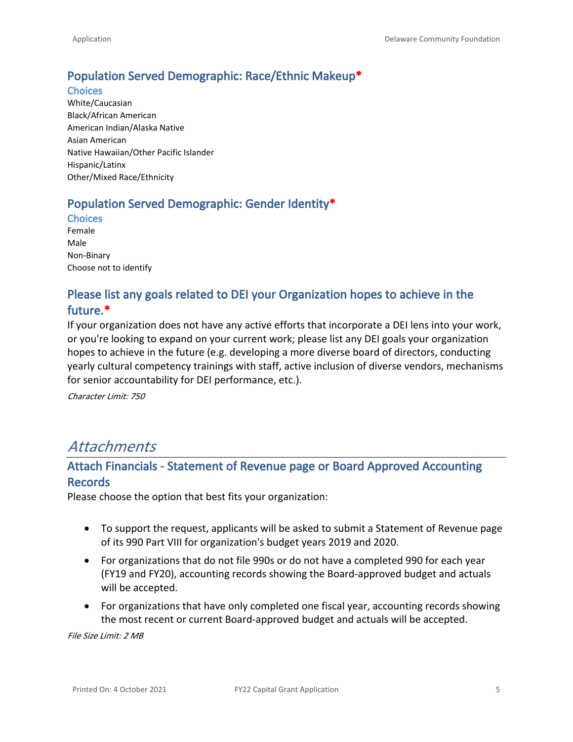### Population Served Demographic: Race/Ethnic Makeup*

#### Choices

White/Caucasian
Black/African American
American Indian/Alaska Native
Asian American
Native Hawaiian/Other Pacific Islander
Hispanic/Latinx
Other/Mixed Race/Ethnicity

### Population Served Demographic: Gender Identity*

#### Choices

Female
Male
Non-Binary
Choose not to identify

### Please list any goals related to DEI your Organization hopes to achieve in the future.*

If your organization does not have any active efforts that incorporate a DEI lens into your work, or you're looking to expand on your current work; please list any DEI goals your organization hopes to achieve in the future (e.g. developing a more diverse board of directors, conducting yearly cultural competency trainings with staff, active inclusion of diverse vendors, mechanisms for senior accountability for DEI performance, etc.).

*Character Limit: 750*

## *Attachments*

### Attach Financials - Statement of Revenue page or Board Approved Accounting Records

Please choose the option that best fits your organization:

- To support the request, applicants will be asked to submit a Statement of Revenue page of its 990 Part VIII for organization's budget years 2019 and 2020.
- For organizations that do not file 990s or do not have a completed 990 for each year (FY19 and FY20), accounting records showing the Board-approved budget and actuals will be accepted.
- For organizations that have only completed one fiscal year, accounting records showing the most recent or current Board-approved budget and actuals will be accepted.

*File Size Limit: 2 MB*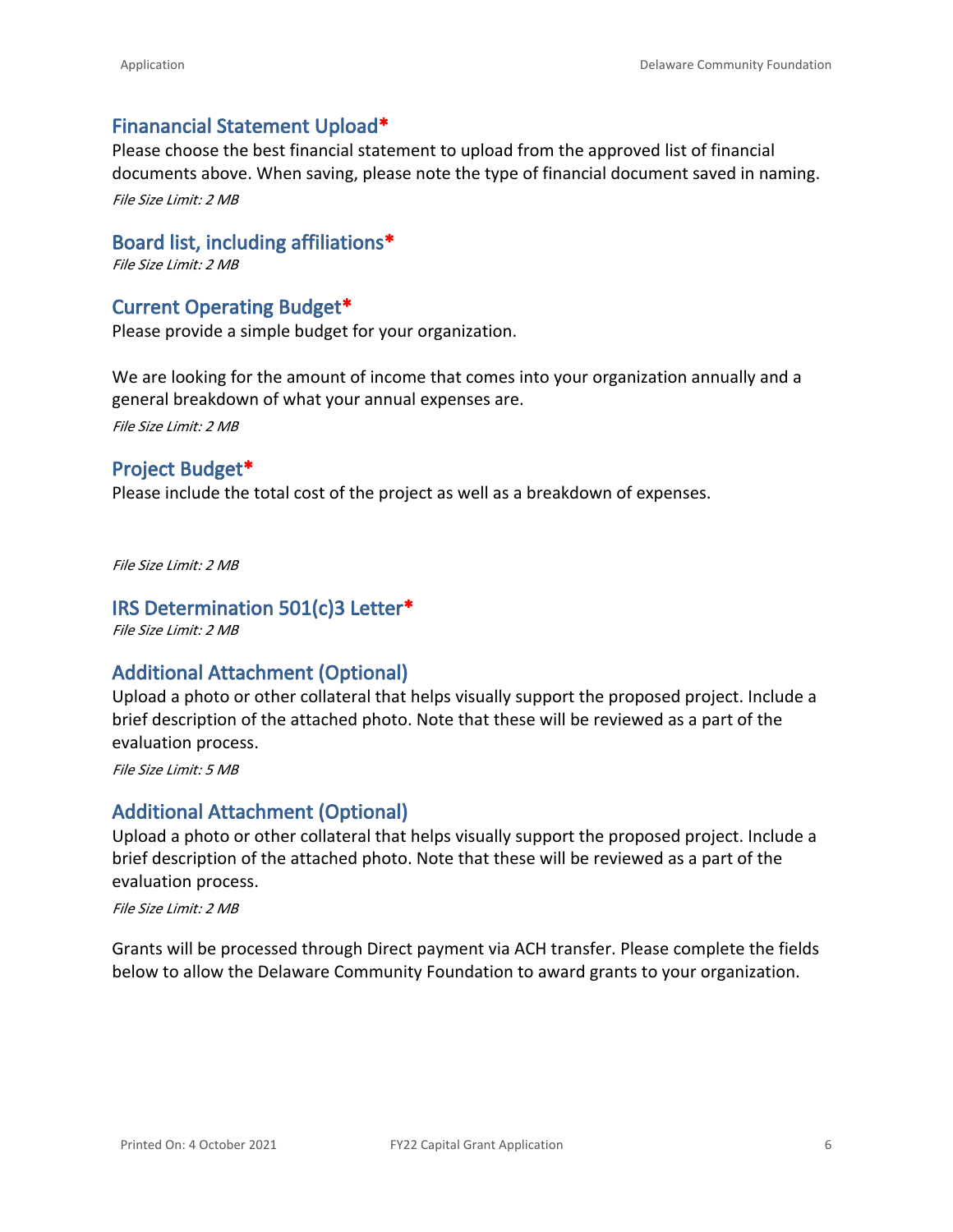### Finanancial Statement Upload*

Please choose the best financial statement to upload from the approved list of financial documents above. When saving, please note the type of financial document saved in naming.

*File Size Limit: 2 MB*

### Board list, including affiliations*

*File Size Limit: 2 MB*

### Current Operating Budget*

Please provide a simple budget for your organization.

We are looking for the amount of income that comes into your organization annually and a general breakdown of what your annual expenses are.

*File Size Limit: 2 MB*

### Project Budget*

Please include the total cost of the project as well as a breakdown of expenses.

*File Size Limit: 2 MB*

### IRS Determination 501(c)3 Letter*

*File Size Limit: 2 MB*

### Additional Attachment (Optional)

Upload a photo or other collateral that helps visually support the proposed project. Include a brief description of the attached photo. Note that these will be reviewed as a part of the evaluation process.

*File Size Limit: 5 MB*

### Additional Attachment (Optional)

Upload a photo or other collateral that helps visually support the proposed project. Include a brief description of the attached photo. Note that these will be reviewed as a part of the evaluation process.

*File Size Limit: 2 MB*

Grants will be processed through Direct payment via ACH transfer. Please complete the fields below to allow the Delaware Community Foundation to award grants to your organization.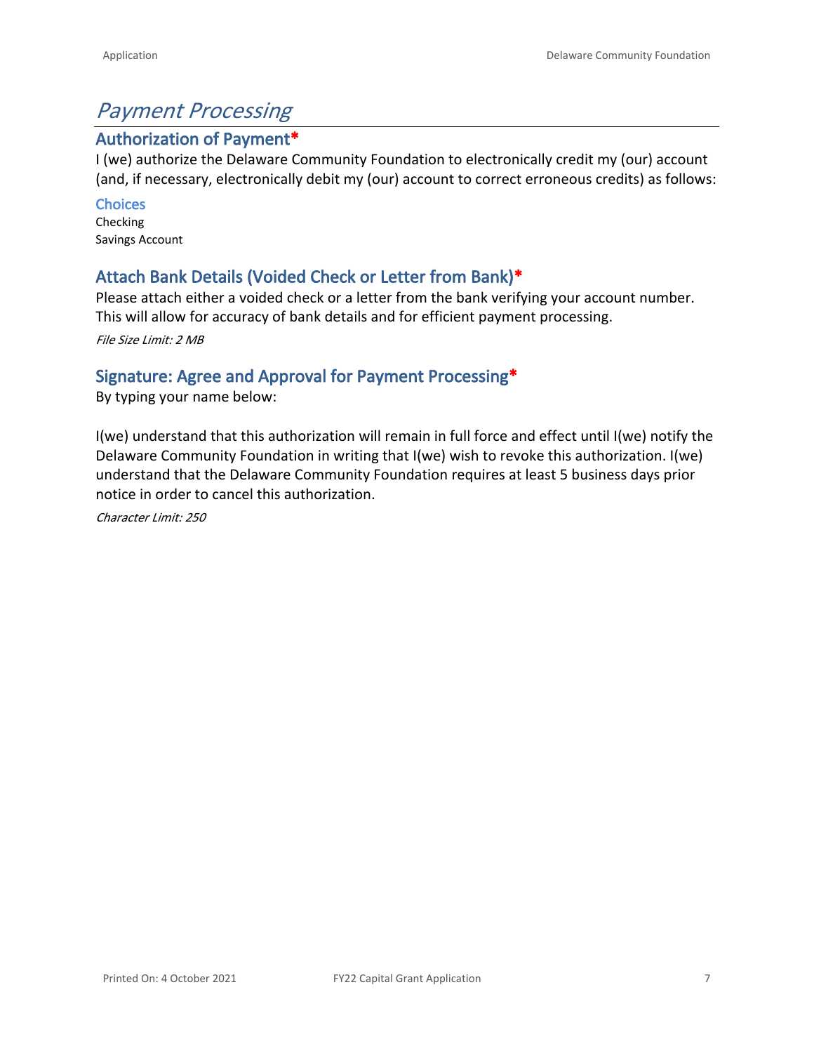# *Payment Processing*

## Authorization of Payment*

I (we) authorize the Delaware Community Foundation to electronically credit my (our) account (and, if necessary, electronically debit my (our) account to correct erroneous credits) as follows:

### Choices

Checking
Savings Account

## Attach Bank Details (Voided Check or Letter from Bank)*

Please attach either a voided check or a letter from the bank verifying your account number. This will allow for accuracy of bank details and for efficient payment processing.

*File Size Limit: 2 MB*

## Signature: Agree and Approval for Payment Processing*

By typing your name below:

I(we) understand that this authorization will remain in full force and effect until I(we) notify the Delaware Community Foundation in writing that I(we) wish to revoke this authorization. I(we) understand that the Delaware Community Foundation requires at least 5 business days prior notice in order to cancel this authorization.

*Character Limit: 250*